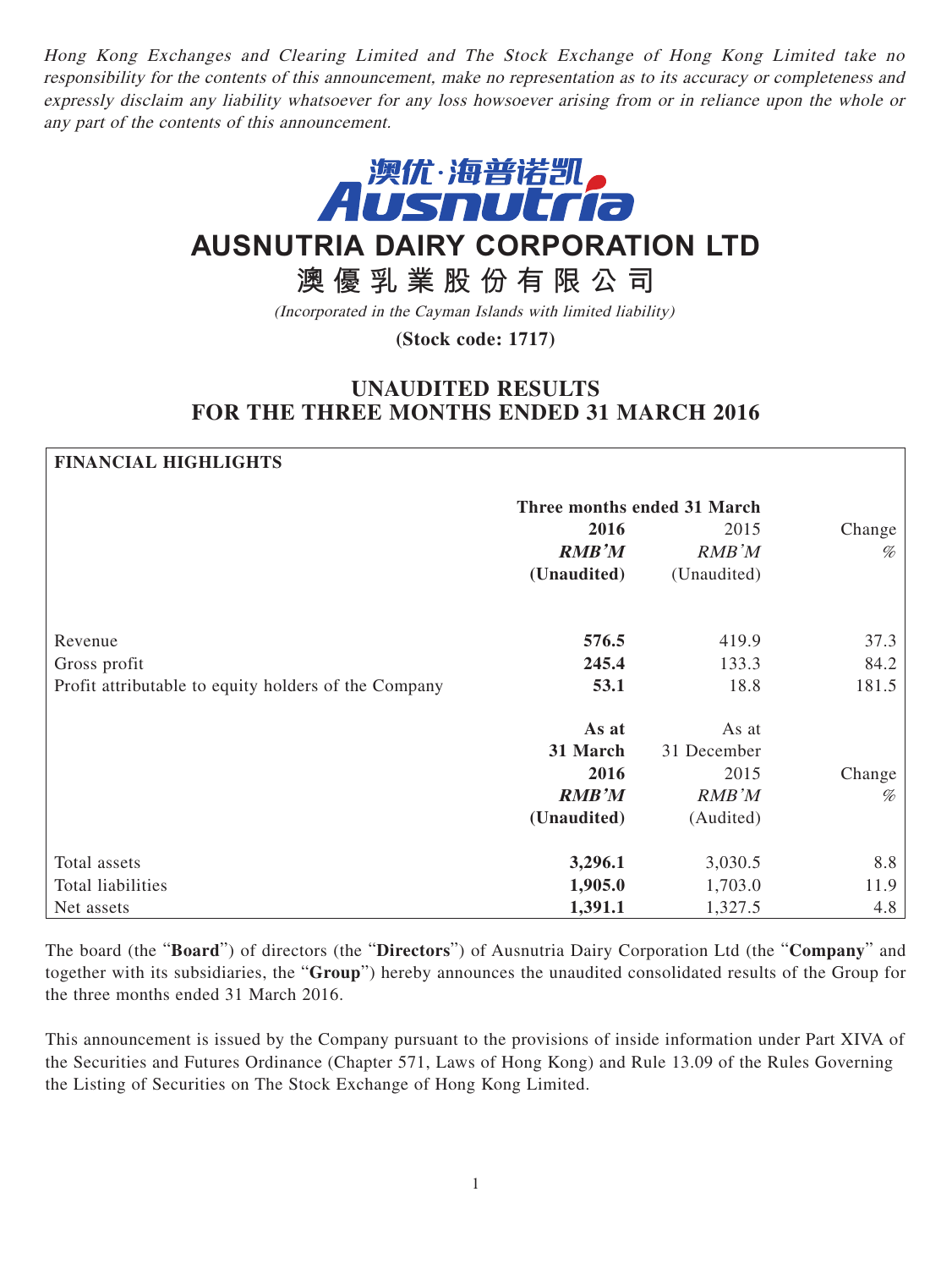*Hong Kong Exchanges and Clearing Limited and The Stock Exchange of Hong Kong Limited take no responsibility for the contents of this announcement, make no representation as to its accuracy or completeness and expressly disclaim any liability whatsoever for any loss howsoever arising from or in reliance upon the whole or any part of the contents of this announcement.*

澳优·海普诺凯

Ausnutria

# AUSNUTRIA DAIRY CORPORATION LTD

# 澳優乳業股份有限公司

*(Incorporated in the Cayman Islands with limited liability)*

**(Stock code: 1717)**

## UNAUDITED RESULTS FOR THE THREE MONTHS ENDED 31 MARCH 2016

**FINANCIAL HIGHLIGHTS**

| | **Three months ended 31 March** | | |
|---|---|---|---|
| | **2016** | 2015 | Change |
| | ***RMB'M*** | *RMB'M* | *%* |
| | **(Unaudited)** | (Unaudited) | |
| Revenue | **576.5** | 419.9 | 37.3 |
| Gross profit | **245.4** | 133.3 | 84.2 |
| Profit attributable to equity holders of the Company | **53.1** | 18.8 | 181.5 |

| | **As at 31 March 2016** | As at 31 December 2015 | Change |
|---|---|---|---|
| | ***RMB'M*** | *RMB'M* | *%* |
| | **(Unaudited)** | (Audited) | |
| Total assets | **3,296.1** | 3,030.5 | 8.8 |
| Total liabilities | **1,905.0** | 1,703.0 | 11.9 |
| Net assets | **1,391.1** | 1,327.5 | 4.8 |

The board (the "**Board**") of directors (the "**Directors**") of Ausnutria Dairy Corporation Ltd (the "**Company**" and together with its subsidiaries, the "**Group**") hereby announces the unaudited consolidated results of the Group for the three months ended 31 March 2016.

This announcement is issued by the Company pursuant to the provisions of inside information under Part XIVA of the Securities and Futures Ordinance (Chapter 571, Laws of Hong Kong) and Rule 13.09 of the Rules Governing the Listing of Securities on The Stock Exchange of Hong Kong Limited.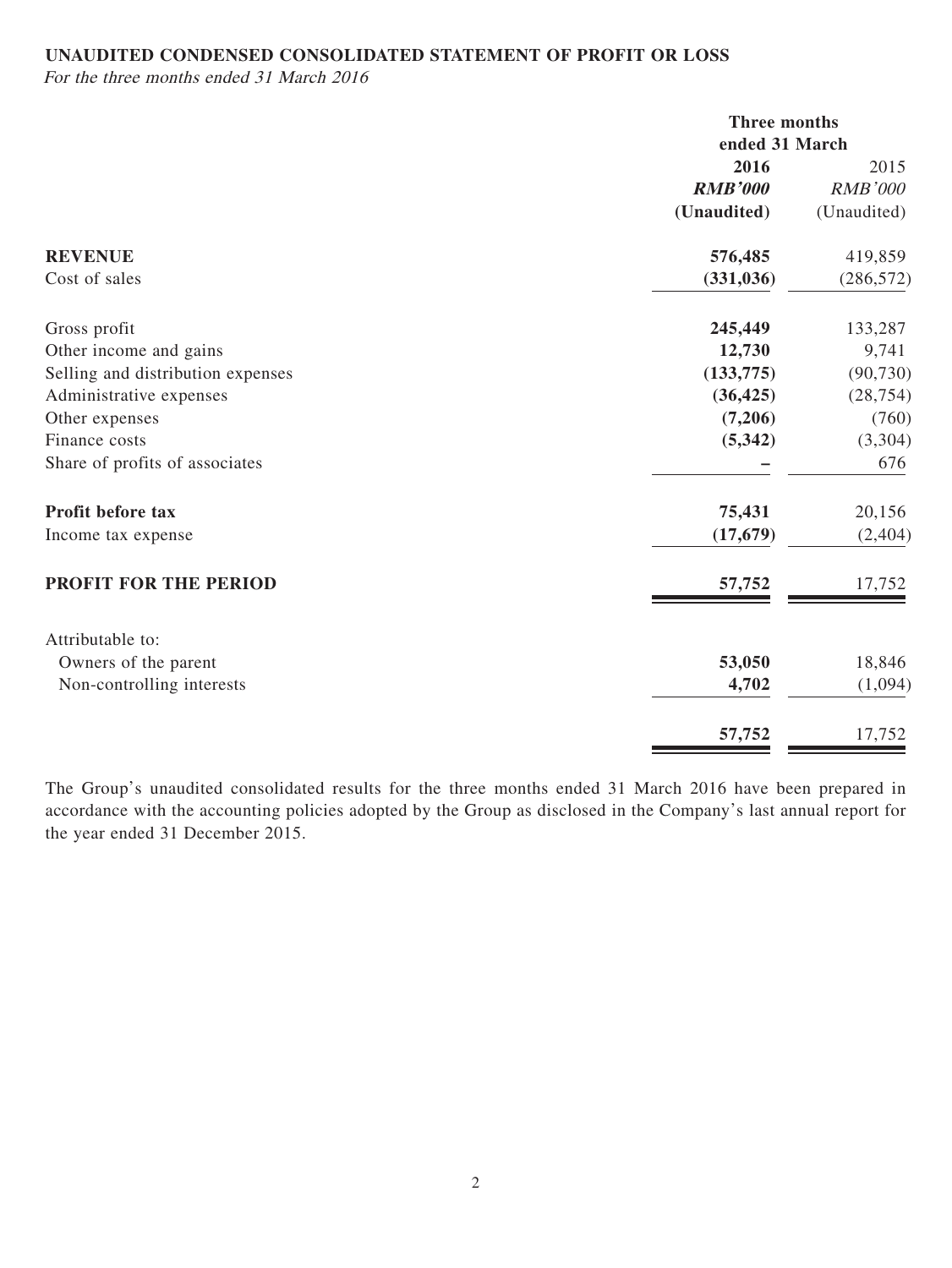**UNAUDITED CONDENSED CONSOLIDATED STATEMENT OF PROFIT OR LOSS**

*For the three months ended 31 March 2016*

| | Three months ended 31 March | |
|---|---|---|
| | **2016** | 2015 |
| | ***RMB'000*** | *RMB'000* |
| | **(Unaudited)** | (Unaudited) |
| **REVENUE** | **576,485** | 419,859 |
| Cost of sales | **(331,036)** | (286,572) |
| Gross profit | **245,449** | 133,287 |
| Other income and gains | **12,730** | 9,741 |
| Selling and distribution expenses | **(133,775)** | (90,730) |
| Administrative expenses | **(36,425)** | (28,754) |
| Other expenses | **(7,206)** | (760) |
| Finance costs | **(5,342)** | (3,304) |
| Share of profits of associates | **–** | 676 |
| **Profit before tax** | **75,431** | 20,156 |
| Income tax expense | **(17,679)** | (2,404) |
| **PROFIT FOR THE PERIOD** | **57,752** | 17,752 |
| Attributable to: | | |
| Owners of the parent | **53,050** | 18,846 |
| Non-controlling interests | **4,702** | (1,094) |
| | **57,752** | 17,752 |

The Group's unaudited consolidated results for the three months ended 31 March 2016 have been prepared in accordance with the accounting policies adopted by the Group as disclosed in the Company's last annual report for the year ended 31 December 2015.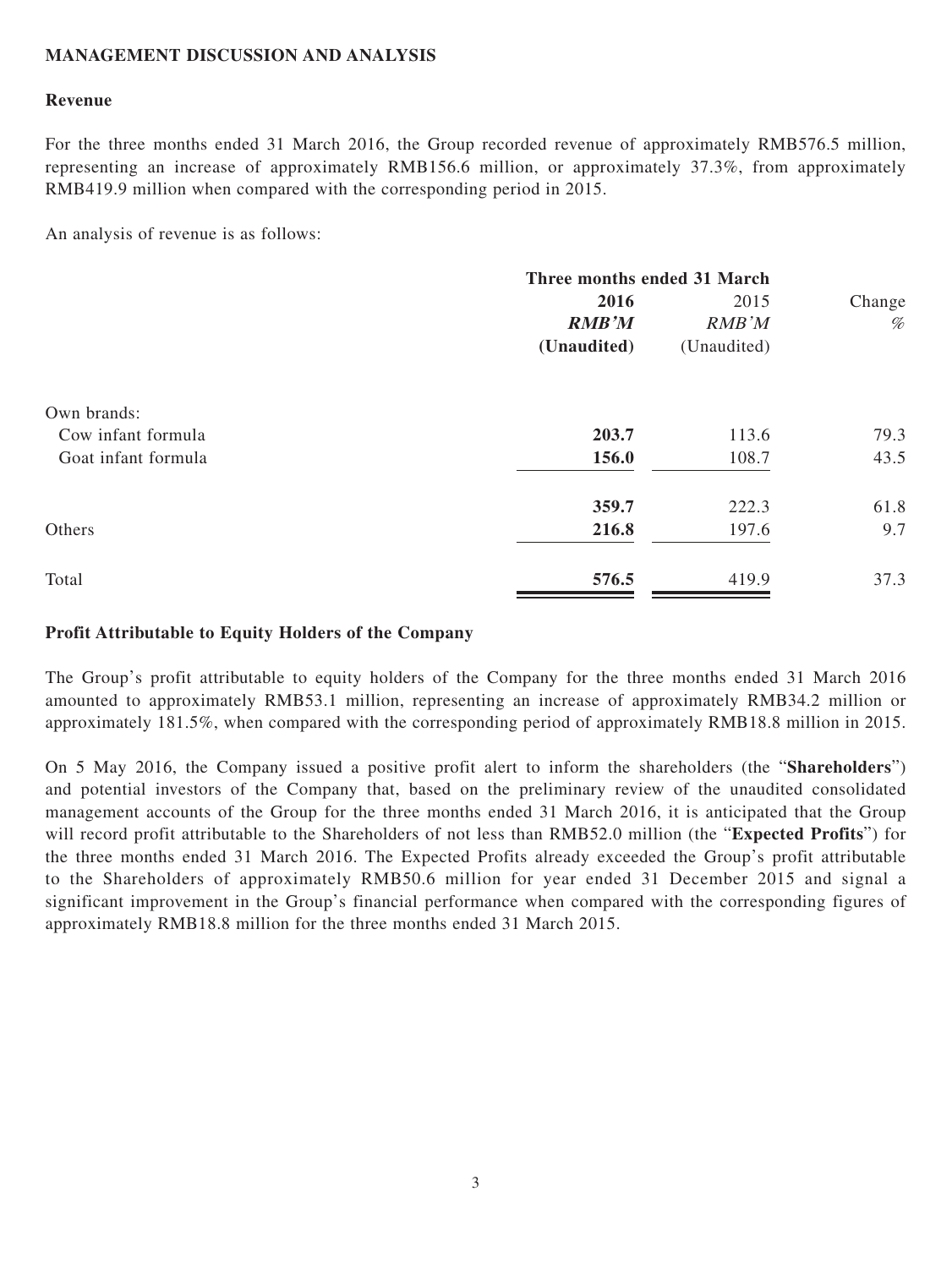## MANAGEMENT DISCUSSION AND ANALYSIS

### Revenue

For the three months ended 31 March 2016, the Group recorded revenue of approximately RMB576.5 million, representing an increase of approximately RMB156.6 million, or approximately 37.3%, from approximately RMB419.9 million when compared with the corresponding period in 2015.

An analysis of revenue is as follows:

| | Three months ended 31 March | | |
|---|---|---|---|
| | **2016** | 2015 | Change |
| | ***RMB'M*** | *RMB'M* | % |
| | **(Unaudited)** | (Unaudited) | |
| Own brands: | | | |
| Cow infant formula | **203.7** | 113.6 | 79.3 |
| Goat infant formula | **156.0** | 108.7 | 43.5 |
| | **359.7** | 222.3 | 61.8 |
| Others | **216.8** | 197.6 | 9.7 |
| Total | **576.5** | 419.9 | 37.3 |

### Profit Attributable to Equity Holders of the Company

The Group's profit attributable to equity holders of the Company for the three months ended 31 March 2016 amounted to approximately RMB53.1 million, representing an increase of approximately RMB34.2 million or approximately 181.5%, when compared with the corresponding period of approximately RMB18.8 million in 2015.

On 5 May 2016, the Company issued a positive profit alert to inform the shareholders (the "**Shareholders**") and potential investors of the Company that, based on the preliminary review of the unaudited consolidated management accounts of the Group for the three months ended 31 March 2016, it is anticipated that the Group will record profit attributable to the Shareholders of not less than RMB52.0 million (the "**Expected Profits**") for the three months ended 31 March 2016. The Expected Profits already exceeded the Group's profit attributable to the Shareholders of approximately RMB50.6 million for year ended 31 December 2015 and signal a significant improvement in the Group's financial performance when compared with the corresponding figures of approximately RMB18.8 million for the three months ended 31 March 2015.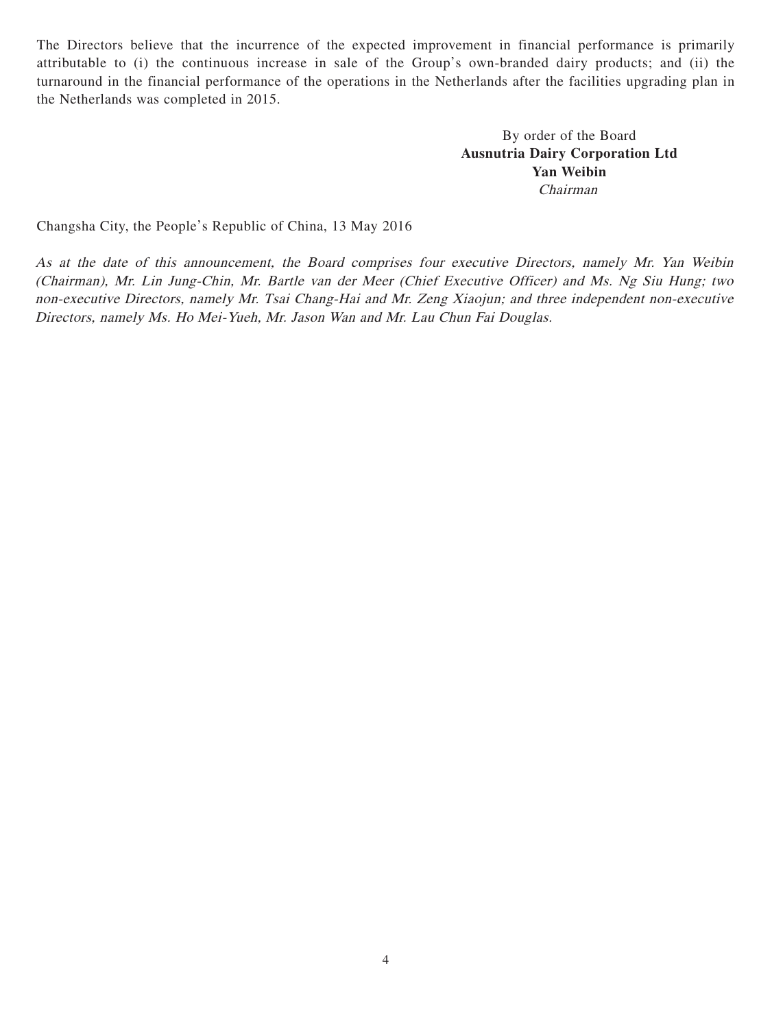The Directors believe that the incurrence of the expected improvement in financial performance is primarily attributable to (i) the continuous increase in sale of the Group's own-branded dairy products; and (ii) the turnaround in the financial performance of the operations in the Netherlands after the facilities upgrading plan in the Netherlands was completed in 2015.

By order of the Board
**Ausnutria Dairy Corporation Ltd**
**Yan Weibin**
*Chairman*

Changsha City, the People's Republic of China, 13 May 2016

*As at the date of this announcement, the Board comprises four executive Directors, namely Mr. Yan Weibin (Chairman), Mr. Lin Jung-Chin, Mr. Bartle van der Meer (Chief Executive Officer) and Ms. Ng Siu Hung; two non-executive Directors, namely Mr. Tsai Chang-Hai and Mr. Zeng Xiaojun; and three independent non-executive Directors, namely Ms. Ho Mei-Yueh, Mr. Jason Wan and Mr. Lau Chun Fai Douglas.*